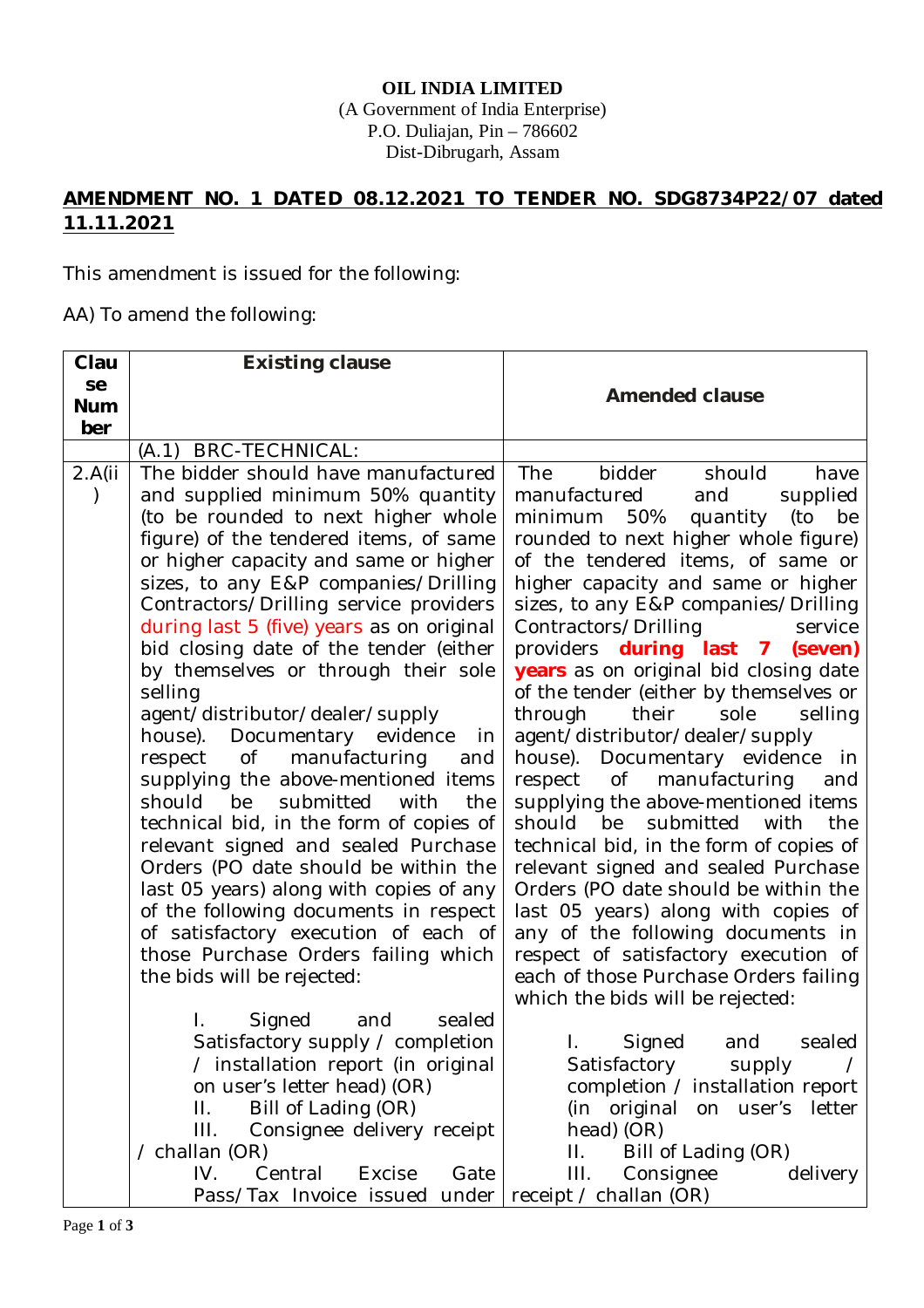**OIL INDIA LIMITED**
(A Government of India Enterprise)
P.O. Duliajan, Pin – 786602
Dist-Dibrugarh, Assam

## AMENDMENT NO. 1 DATED 08.12.2021 TO TENDER NO. SDG8734P22/07 dated 11.11.2021

This amendment is issued for the following:

AA) To amend the following:

| Clause Number | Existing clause | Amended clause |
|---|---|---|
| | (A.1) BRC-TECHNICAL: | |
| 2.A(ii) | The bidder should have manufactured and supplied minimum 50% quantity (to be rounded to next higher whole figure) of the tendered items, of same or higher capacity and same or higher sizes, to any E&P companies/Drilling Contractors/Drilling service providers during last 5 (five) years as on original bid closing date of the tender (either by themselves or through their sole selling agent/distributor/dealer/supply house). Documentary evidence in respect of manufacturing and supplying the above-mentioned items should be submitted with the technical bid, in the form of copies of relevant signed and sealed Purchase Orders (PO date should be within the last 05 years) along with copies of any of the following documents in respect of satisfactory execution of each of those Purchase Orders failing which the bids will be rejected:<br><br>I. Signed and sealed Satisfactory supply / completion / installation report (in original on user's letter head) (OR)<br>II. Bill of Lading (OR)<br>III. Consignee delivery receipt / challan (OR)<br>IV. Central Excise Gate Pass/Tax Invoice issued under | The bidder should have manufactured and supplied minimum 50% quantity (to be rounded to next higher whole figure) of the tendered items, of same or higher capacity and same or higher sizes, to any E&P companies/Drilling Contractors/Drilling service providers **during last 7 (seven) years** as on original bid closing date of the tender (either by themselves or through their sole selling agent/distributor/dealer/supply house). Documentary evidence in respect of manufacturing and supplying the above-mentioned items should be submitted with the technical bid, in the form of copies of relevant signed and sealed Purchase Orders (PO date should be within the last 05 years) along with copies of any of the following documents in respect of satisfactory execution of each of those Purchase Orders failing which the bids will be rejected:<br><br>I. Signed and sealed Satisfactory supply / completion / installation report (in original on user's letter head) (OR)<br>II. Bill of Lading (OR)<br>III. Consignee delivery receipt / challan (OR) |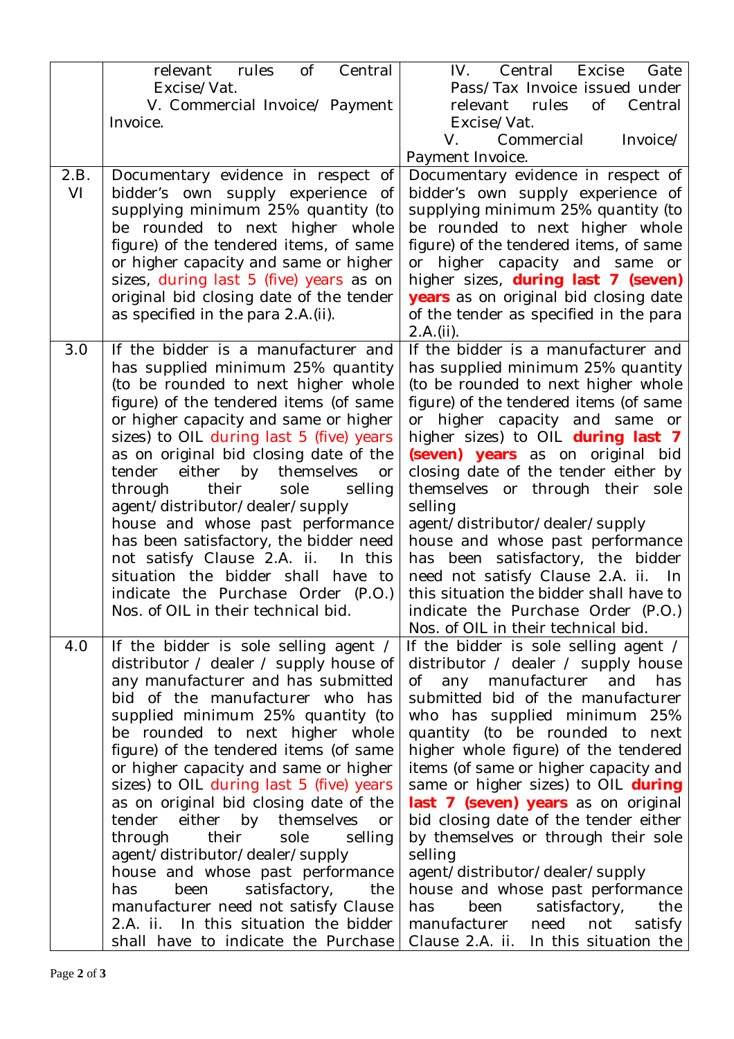| | | |
|---|---|---|
| | relevant rules of Central Excise/Vat.<br>V. Commercial Invoice/ Payment Invoice. | IV. Central Excise Gate Pass/Tax Invoice issued under relevant rules of Central Excise/Vat.<br>V. Commercial Invoice/ Payment Invoice. |
| 2.B.VI | Documentary evidence in respect of bidder's own supply experience of supplying minimum 25% quantity (to be rounded to next higher whole figure) of the tendered items, of same or higher capacity and same or higher sizes, during last 5 (five) years as on original bid closing date of the tender as specified in the para 2.A.(ii). | Documentary evidence in respect of bidder's own supply experience of supplying minimum 25% quantity (to be rounded to next higher whole figure) of the tendered items, of same or higher capacity and same or higher sizes, **during last 7 (seven) years** as on original bid closing date of the tender as specified in the para 2.A.(ii). |
| 3.0 | If the bidder is a manufacturer and has supplied minimum 25% quantity (to be rounded to next higher whole figure) of the tendered items (of same or higher capacity and same or higher sizes) to OIL during last 5 (five) years as on original bid closing date of the tender either by themselves or through their sole selling agent/distributor/dealer/supply house and whose past performance has been satisfactory, the bidder need not satisfy Clause 2.A. ii. In this situation the bidder shall have to indicate the Purchase Order (P.O.) Nos. of OIL in their technical bid. | If the bidder is a manufacturer and has supplied minimum 25% quantity (to be rounded to next higher whole figure) of the tendered items (of same or higher capacity and same or higher sizes) to OIL **during last 7 (seven) years** as on original bid closing date of the tender either by themselves or through their sole selling agent/distributor/dealer/supply house and whose past performance has been satisfactory, the bidder need not satisfy Clause 2.A. ii. In this situation the bidder shall have to indicate the Purchase Order (P.O.) Nos. of OIL in their technical bid. |
| 4.0 | If the bidder is sole selling agent / distributor / dealer / supply house of any manufacturer and has submitted bid of the manufacturer who has supplied minimum 25% quantity (to be rounded to next higher whole figure) of the tendered items (of same or higher capacity and same or higher sizes) to OIL during last 5 (five) years as on original bid closing date of the tender either by themselves or through their sole selling agent/distributor/dealer/supply house and whose past performance has been satisfactory, the manufacturer need not satisfy Clause 2.A. ii. In this situation the bidder shall have to indicate the Purchase | If the bidder is sole selling agent / distributor / dealer / supply house of any manufacturer and has submitted bid of the manufacturer who has supplied minimum 25% quantity (to be rounded to next higher whole figure) of the tendered items (of same or higher capacity and same or higher sizes) to OIL **during last 7 (seven) years** as on original bid closing date of the tender either by themselves or through their sole selling agent/distributor/dealer/supply house and whose past performance has been satisfactory, the manufacturer need not satisfy Clause 2.A. ii. In this situation the |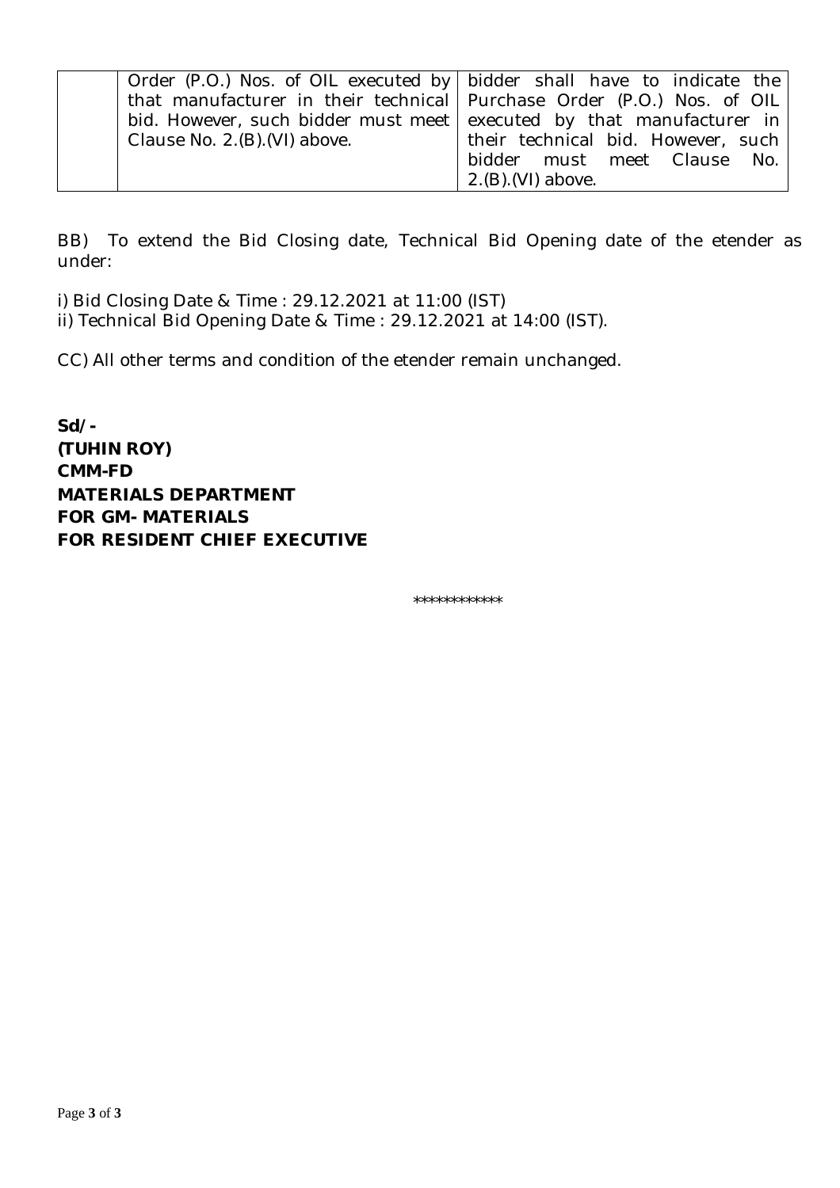| | | |
|---|---|---|
| | Order (P.O.) Nos. of OIL executed by that manufacturer in their technical bid. However, such bidder must meet Clause No. 2.(B).(VI) above. | bidder shall have to indicate the Purchase Order (P.O.) Nos. of OIL executed by that manufacturer in their technical bid. However, such bidder must meet Clause No. 2.(B).(VI) above. |

BB) To extend the Bid Closing date, Technical Bid Opening date of the etender as under:

i) Bid Closing Date & Time : 29.12.2021 at 11:00 (IST)
ii) Technical Bid Opening Date & Time : 29.12.2021 at 14:00 (IST).

CC) All other terms and condition of the etender remain unchanged.

**Sd/-**
**(TUHIN ROY)**
**CMM-FD**
**MATERIALS DEPARTMENT**
**FOR GM- MATERIALS**
**FOR RESIDENT CHIEF EXECUTIVE**

************